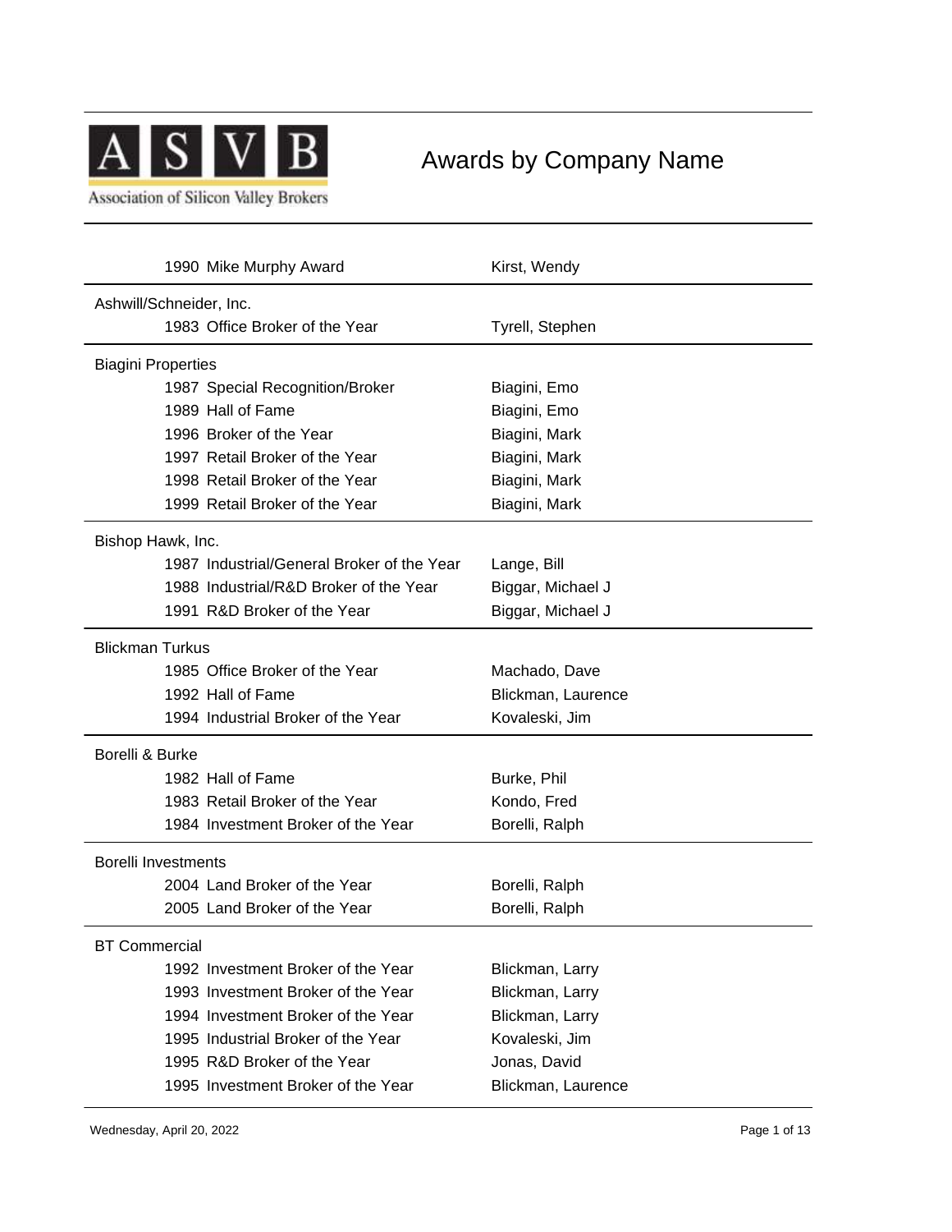ASVB

Association of Silicon Valley Brokers

# Awards by Company Name

| | | |
|---|---|---|
| | 1990 Mike Murphy Award | Kirst, Wendy |
| **Ashwill/Schneider, Inc.** | | |
| | 1983 Office Broker of the Year | Tyrell, Stephen |
| **Biagini Properties** | | |
| | 1987 Special Recognition/Broker | Biagini, Emo |
| | 1989 Hall of Fame | Biagini, Emo |
| | 1996 Broker of the Year | Biagini, Mark |
| | 1997 Retail Broker of the Year | Biagini, Mark |
| | 1998 Retail Broker of the Year | Biagini, Mark |
| | 1999 Retail Broker of the Year | Biagini, Mark |
| **Bishop Hawk, Inc.** | | |
| | 1987 Industrial/General Broker of the Year | Lange, Bill |
| | 1988 Industrial/R&D Broker of the Year | Biggar, Michael J |
| | 1991 R&D Broker of the Year | Biggar, Michael J |
| **Blickman Turkus** | | |
| | 1985 Office Broker of the Year | Machado, Dave |
| | 1992 Hall of Fame | Blickman, Laurence |
| | 1994 Industrial Broker of the Year | Kovaleski, Jim |
| **Borelli & Burke** | | |
| | 1982 Hall of Fame | Burke, Phil |
| | 1983 Retail Broker of the Year | Kondo, Fred |
| | 1984 Investment Broker of the Year | Borelli, Ralph |
| **Borelli Investments** | | |
| | 2004 Land Broker of the Year | Borelli, Ralph |
| | 2005 Land Broker of the Year | Borelli, Ralph |
| **BT Commercial** | | |
| | 1992 Investment Broker of the Year | Blickman, Larry |
| | 1993 Investment Broker of the Year | Blickman, Larry |
| | 1994 Investment Broker of the Year | Blickman, Larry |
| | 1995 Industrial Broker of the Year | Kovaleski, Jim |
| | 1995 R&D Broker of the Year | Jonas, David |
| | 1995 Investment Broker of the Year | Blickman, Laurence |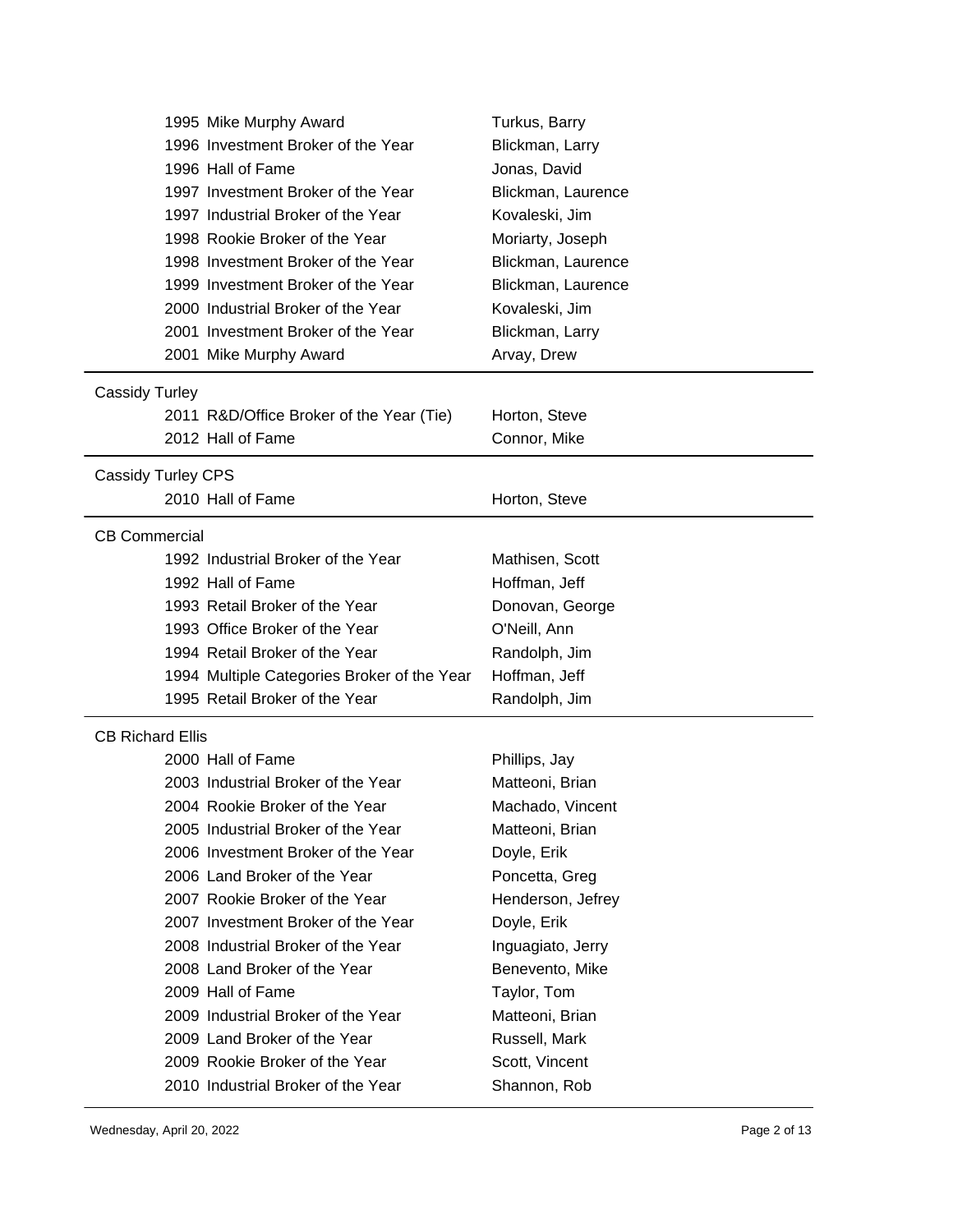| Year | Award | Name |
|---|---|---|
| 1995 | Mike Murphy Award | Turkus, Barry |
| 1996 | Investment Broker of the Year | Blickman, Larry |
| 1996 | Hall of Fame | Jonas, David |
| 1997 | Investment Broker of the Year | Blickman, Laurence |
| 1997 | Industrial Broker of the Year | Kovaleski, Jim |
| 1998 | Rookie Broker of the Year | Moriarty, Joseph |
| 1998 | Investment Broker of the Year | Blickman, Laurence |
| 1999 | Investment Broker of the Year | Blickman, Laurence |
| 2000 | Industrial Broker of the Year | Kovaleski, Jim |
| 2001 | Investment Broker of the Year | Blickman, Larry |
| 2001 | Mike Murphy Award | Arvay, Drew |

Cassidy Turley

| Year | Award | Name |
|---|---|---|
| 2011 | R&D/Office Broker of the Year (Tie) | Horton, Steve |
| 2012 | Hall of Fame | Connor, Mike |

Cassidy Turley CPS

| Year | Award | Name |
|---|---|---|
| 2010 | Hall of Fame | Horton, Steve |

CB Commercial

| Year | Award | Name |
|---|---|---|
| 1992 | Industrial Broker of the Year | Mathisen, Scott |
| 1992 | Hall of Fame | Hoffman, Jeff |
| 1993 | Retail Broker of the Year | Donovan, George |
| 1993 | Office Broker of the Year | O'Neill, Ann |
| 1994 | Retail Broker of the Year | Randolph, Jim |
| 1994 | Multiple Categories Broker of the Year | Hoffman, Jeff |
| 1995 | Retail Broker of the Year | Randolph, Jim |

CB Richard Ellis

| Year | Award | Name |
|---|---|---|
| 2000 | Hall of Fame | Phillips, Jay |
| 2003 | Industrial Broker of the Year | Matteoni, Brian |
| 2004 | Rookie Broker of the Year | Machado, Vincent |
| 2005 | Industrial Broker of the Year | Matteoni, Brian |
| 2006 | Investment Broker of the Year | Doyle, Erik |
| 2006 | Land Broker of the Year | Poncetta, Greg |
| 2007 | Rookie Broker of the Year | Henderson, Jefrey |
| 2007 | Investment Broker of the Year | Doyle, Erik |
| 2008 | Industrial Broker of the Year | Inguagiato, Jerry |
| 2008 | Land Broker of the Year | Benevento, Mike |
| 2009 | Hall of Fame | Taylor, Tom |
| 2009 | Industrial Broker of the Year | Matteoni, Brian |
| 2009 | Land Broker of the Year | Russell, Mark |
| 2009 | Rookie Broker of the Year | Scott, Vincent |
| 2010 | Industrial Broker of the Year | Shannon, Rob |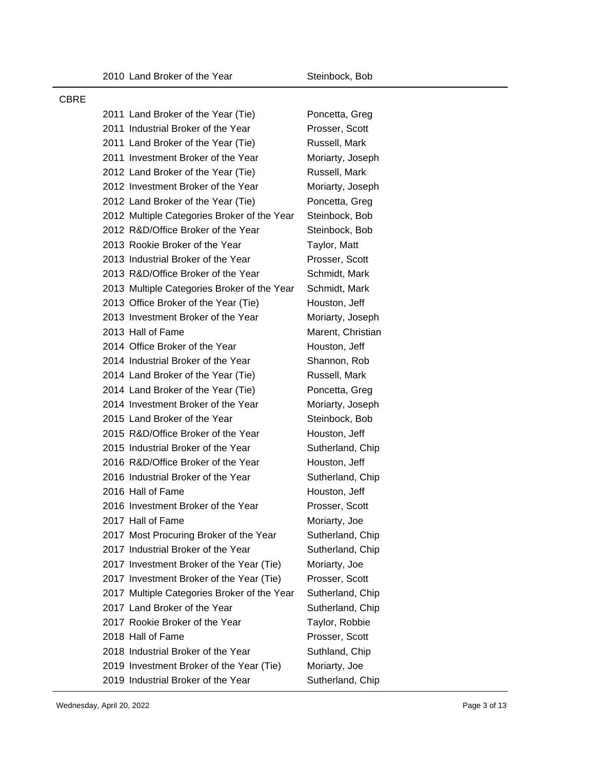| Year | Award | Name |
|---|---|---|
| 2010 | Land Broker of the Year | Steinbock, Bob |

CBRE

| Year | Award | Name |
|---|---|---|
| 2011 | Land Broker of the Year (Tie) | Poncetta, Greg |
| 2011 | Industrial Broker of the Year | Prosser, Scott |
| 2011 | Land Broker of the Year (Tie) | Russell, Mark |
| 2011 | Investment Broker of the Year | Moriarty, Joseph |
| 2012 | Land Broker of the Year (Tie) | Russell, Mark |
| 2012 | Investment Broker of the Year | Moriarty, Joseph |
| 2012 | Land Broker of the Year (Tie) | Poncetta, Greg |
| 2012 | Multiple Categories Broker of the Year | Steinbock, Bob |
| 2012 | R&D/Office Broker of the Year | Steinbock, Bob |
| 2013 | Rookie Broker of the Year | Taylor, Matt |
| 2013 | Industrial Broker of the Year | Prosser, Scott |
| 2013 | R&D/Office Broker of the Year | Schmidt, Mark |
| 2013 | Multiple Categories Broker of the Year | Schmidt, Mark |
| 2013 | Office Broker of the Year (Tie) | Houston, Jeff |
| 2013 | Investment Broker of the Year | Moriarty, Joseph |
| 2013 | Hall of Fame | Marent, Christian |
| 2014 | Office Broker of the Year | Houston, Jeff |
| 2014 | Industrial Broker of the Year | Shannon, Rob |
| 2014 | Land Broker of the Year (Tie) | Russell, Mark |
| 2014 | Land Broker of the Year (Tie) | Poncetta, Greg |
| 2014 | Investment Broker of the Year | Moriarty, Joseph |
| 2015 | Land Broker of the Year | Steinbock, Bob |
| 2015 | R&D/Office Broker of the Year | Houston, Jeff |
| 2015 | Industrial Broker of the Year | Sutherland, Chip |
| 2016 | R&D/Office Broker of the Year | Houston, Jeff |
| 2016 | Industrial Broker of the Year | Sutherland, Chip |
| 2016 | Hall of Fame | Houston, Jeff |
| 2016 | Investment Broker of the Year | Prosser, Scott |
| 2017 | Hall of Fame | Moriarty, Joe |
| 2017 | Most Procuring Broker of the Year | Sutherland, Chip |
| 2017 | Industrial Broker of the Year | Sutherland, Chip |
| 2017 | Investment Broker of the Year (Tie) | Moriarty, Joe |
| 2017 | Investment Broker of the Year (Tie) | Prosser, Scott |
| 2017 | Multiple Categories Broker of the Year | Sutherland, Chip |
| 2017 | Land Broker of the Year | Sutherland, Chip |
| 2017 | Rookie Broker of the Year | Taylor, Robbie |
| 2018 | Hall of Fame | Prosser, Scott |
| 2018 | Industrial Broker of the Year | Suthland, Chip |
| 2019 | Investment Broker of the Year (Tie) | Moriarty, Joe |
| 2019 | Industrial Broker of the Year | Sutherland, Chip |

Wednesday, April 20, 2022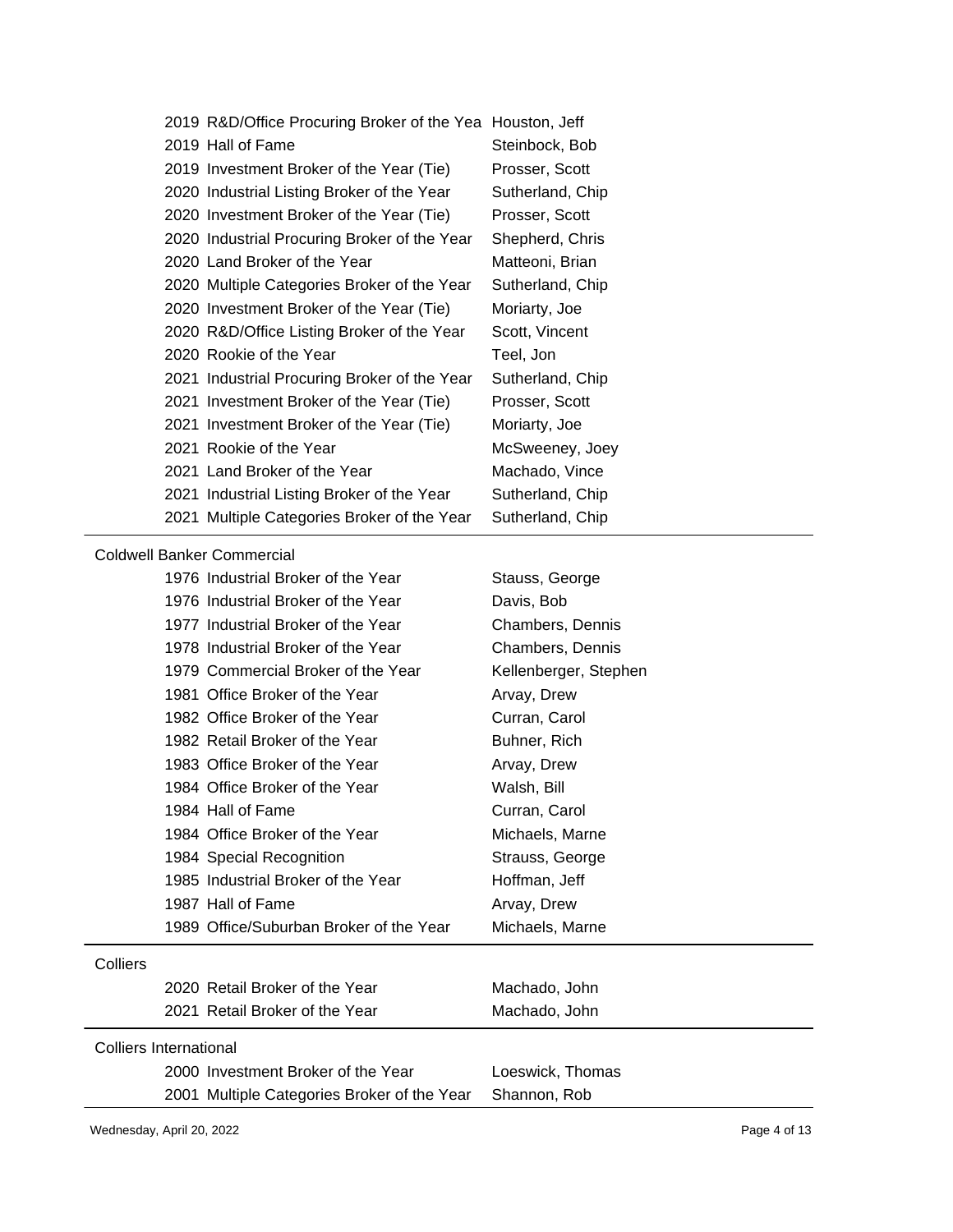| Year | Award | Broker |
|---|---|---|
| 2019 | R&D/Office Procuring Broker of the Yea | Houston, Jeff |
| 2019 | Hall of Fame | Steinbock, Bob |
| 2019 | Investment Broker of the Year (Tie) | Prosser, Scott |
| 2020 | Industrial Listing Broker of the Year | Sutherland, Chip |
| 2020 | Investment Broker of the Year (Tie) | Prosser, Scott |
| 2020 | Industrial Procuring Broker of the Year | Shepherd, Chris |
| 2020 | Land Broker of the Year | Matteoni, Brian |
| 2020 | Multiple Categories Broker of the Year | Sutherland, Chip |
| 2020 | Investment Broker of the Year (Tie) | Moriarty, Joe |
| 2020 | R&D/Office Listing Broker of the Year | Scott, Vincent |
| 2020 | Rookie of the Year | Teel, Jon |
| 2021 | Industrial Procuring Broker of the Year | Sutherland, Chip |
| 2021 | Investment Broker of the Year (Tie) | Prosser, Scott |
| 2021 | Investment Broker of the Year (Tie) | Moriarty, Joe |
| 2021 | Rookie of the Year | McSweeney, Joey |
| 2021 | Land Broker of the Year | Machado, Vince |
| 2021 | Industrial Listing Broker of the Year | Sutherland, Chip |
| 2021 | Multiple Categories Broker of the Year | Sutherland, Chip |

## Coldwell Banker Commercial

| Year | Award | Broker |
|---|---|---|
| 1976 | Industrial Broker of the Year | Stauss, George |
| 1976 | Industrial Broker of the Year | Davis, Bob |
| 1977 | Industrial Broker of the Year | Chambers, Dennis |
| 1978 | Industrial Broker of the Year | Chambers, Dennis |
| 1979 | Commercial Broker of the Year | Kellenberger, Stephen |
| 1981 | Office Broker of the Year | Arvay, Drew |
| 1982 | Office Broker of the Year | Curran, Carol |
| 1982 | Retail Broker of the Year | Buhner, Rich |
| 1983 | Office Broker of the Year | Arvay, Drew |
| 1984 | Office Broker of the Year | Walsh, Bill |
| 1984 | Hall of Fame | Curran, Carol |
| 1984 | Office Broker of the Year | Michaels, Marne |
| 1984 | Special Recognition | Strauss, George |
| 1985 | Industrial Broker of the Year | Hoffman, Jeff |
| 1987 | Hall of Fame | Arvay, Drew |
| 1989 | Office/Suburban Broker of the Year | Michaels, Marne |

## Colliers

| Year | Award | Broker |
|---|---|---|
| 2020 | Retail Broker of the Year | Machado, John |
| 2021 | Retail Broker of the Year | Machado, John |

## Colliers International

| Year | Award | Broker |
|---|---|---|
| 2000 | Investment Broker of the Year | Loeswick, Thomas |
| 2001 | Multiple Categories Broker of the Year | Shannon, Rob |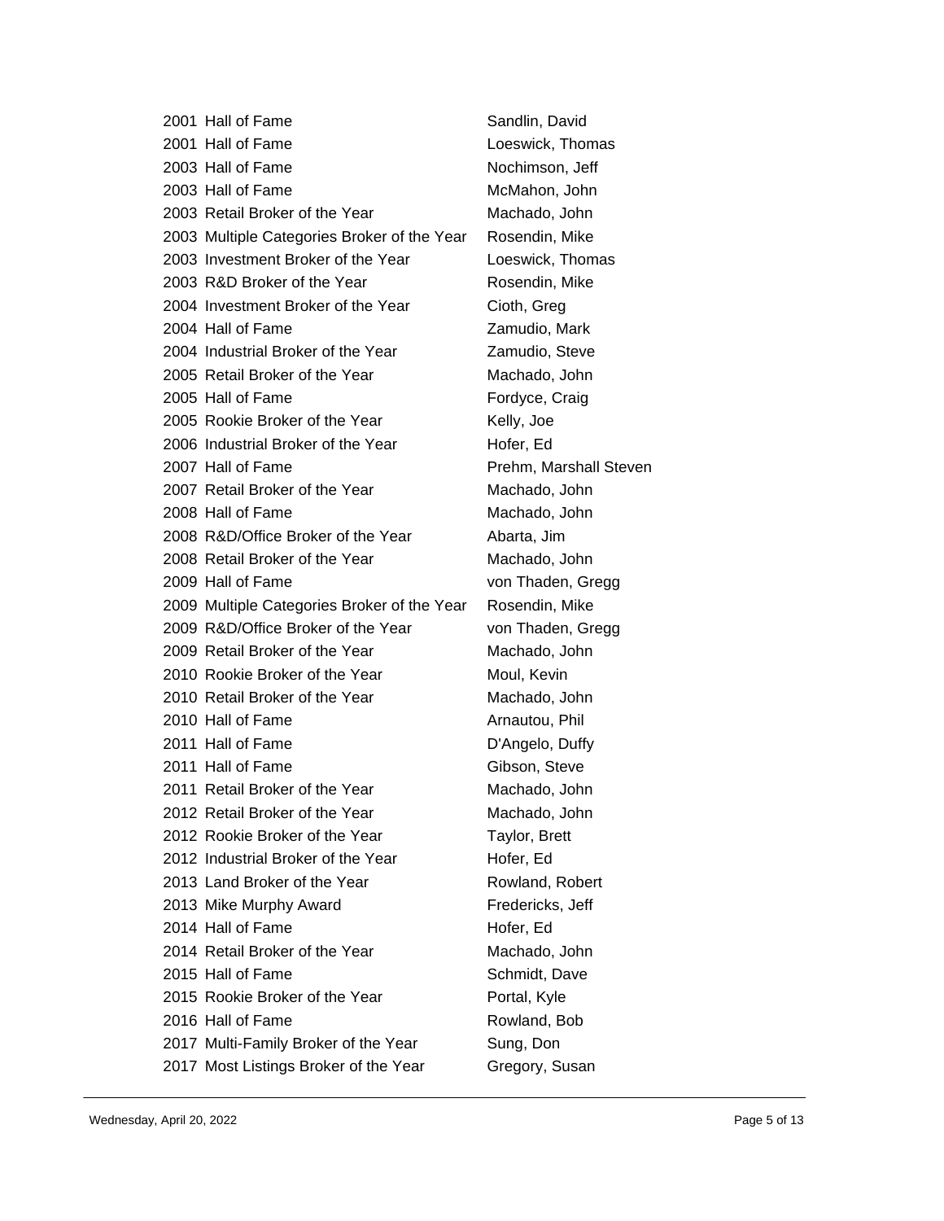| | | |
|---|---|---|
| 2001 | Hall of Fame | Sandlin, David |
| 2001 | Hall of Fame | Loeswick, Thomas |
| 2003 | Hall of Fame | Nochimson, Jeff |
| 2003 | Hall of Fame | McMahon, John |
| 2003 | Retail Broker of the Year | Machado, John |
| 2003 | Multiple Categories Broker of the Year | Rosendin, Mike |
| 2003 | Investment Broker of the Year | Loeswick, Thomas |
| 2003 | R&D Broker of the Year | Rosendin, Mike |
| 2004 | Investment Broker of the Year | Cioth, Greg |
| 2004 | Hall of Fame | Zamudio, Mark |
| 2004 | Industrial Broker of the Year | Zamudio, Steve |
| 2005 | Retail Broker of the Year | Machado, John |
| 2005 | Hall of Fame | Fordyce, Craig |
| 2005 | Rookie Broker of the Year | Kelly, Joe |
| 2006 | Industrial Broker of the Year | Hofer, Ed |
| 2007 | Hall of Fame | Prehm, Marshall Steven |
| 2007 | Retail Broker of the Year | Machado, John |
| 2008 | Hall of Fame | Machado, John |
| 2008 | R&D/Office Broker of the Year | Abarta, Jim |
| 2008 | Retail Broker of the Year | Machado, John |
| 2009 | Hall of Fame | von Thaden, Gregg |
| 2009 | Multiple Categories Broker of the Year | Rosendin, Mike |
| 2009 | R&D/Office Broker of the Year | von Thaden, Gregg |
| 2009 | Retail Broker of the Year | Machado, John |
| 2010 | Rookie Broker of the Year | Moul, Kevin |
| 2010 | Retail Broker of the Year | Machado, John |
| 2010 | Hall of Fame | Arnautou, Phil |
| 2011 | Hall of Fame | D'Angelo, Duffy |
| 2011 | Hall of Fame | Gibson, Steve |
| 2011 | Retail Broker of the Year | Machado, John |
| 2012 | Retail Broker of the Year | Machado, John |
| 2012 | Rookie Broker of the Year | Taylor, Brett |
| 2012 | Industrial Broker of the Year | Hofer, Ed |
| 2013 | Land Broker of the Year | Rowland, Robert |
| 2013 | Mike Murphy Award | Fredericks, Jeff |
| 2014 | Hall of Fame | Hofer, Ed |
| 2014 | Retail Broker of the Year | Machado, John |
| 2015 | Hall of Fame | Schmidt, Dave |
| 2015 | Rookie Broker of the Year | Portal, Kyle |
| 2016 | Hall of Fame | Rowland, Bob |
| 2017 | Multi-Family Broker of the Year | Sung, Don |
| 2017 | Most Listings Broker of the Year | Gregory, Susan |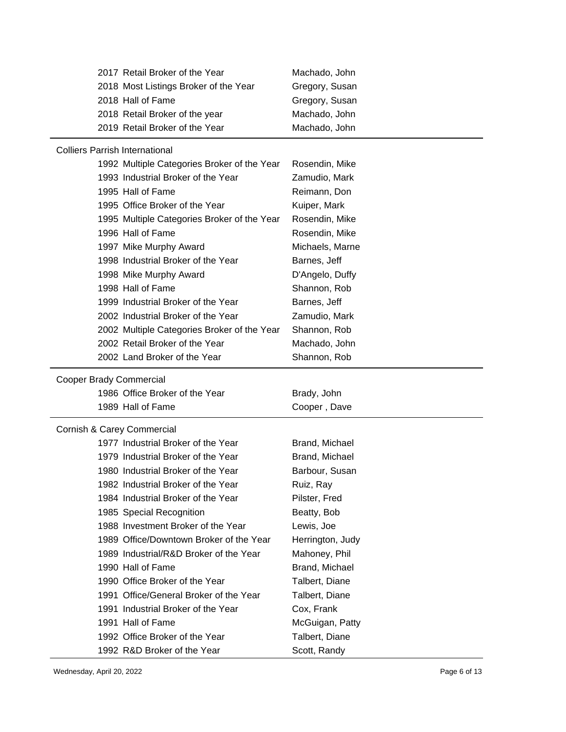| Year | Award | Name |
|---|---|---|
| 2017 | Retail Broker of the Year | Machado, John |
| 2018 | Most Listings Broker of the Year | Gregory, Susan |
| 2018 | Hall of Fame | Gregory, Susan |
| 2018 | Retail Broker of the year | Machado, John |
| 2019 | Retail Broker of the Year | Machado, John |

**Colliers Parrish International**

| Year | Award | Name |
|---|---|---|
| 1992 | Multiple Categories Broker of the Year | Rosendin, Mike |
| 1993 | Industrial Broker of the Year | Zamudio, Mark |
| 1995 | Hall of Fame | Reimann, Don |
| 1995 | Office Broker of the Year | Kuiper, Mark |
| 1995 | Multiple Categories Broker of the Year | Rosendin, Mike |
| 1996 | Hall of Fame | Rosendin, Mike |
| 1997 | Mike Murphy Award | Michaels, Marne |
| 1998 | Industrial Broker of the Year | Barnes, Jeff |
| 1998 | Mike Murphy Award | D'Angelo, Duffy |
| 1998 | Hall of Fame | Shannon, Rob |
| 1999 | Industrial Broker of the Year | Barnes, Jeff |
| 2002 | Industrial Broker of the Year | Zamudio, Mark |
| 2002 | Multiple Categories Broker of the Year | Shannon, Rob |
| 2002 | Retail Broker of the Year | Machado, John |
| 2002 | Land Broker of the Year | Shannon, Rob |

**Cooper Brady Commercial**

| Year | Award | Name |
|---|---|---|
| 1986 | Office Broker of the Year | Brady, John |
| 1989 | Hall of Fame | Cooper , Dave |

**Cornish & Carey Commercial**

| Year | Award | Name |
|---|---|---|
| 1977 | Industrial Broker of the Year | Brand, Michael |
| 1979 | Industrial Broker of the Year | Brand, Michael |
| 1980 | Industrial Broker of the Year | Barbour, Susan |
| 1982 | Industrial Broker of the Year | Ruiz, Ray |
| 1984 | Industrial Broker of the Year | Pilster, Fred |
| 1985 | Special Recognition | Beatty, Bob |
| 1988 | Investment Broker of the Year | Lewis, Joe |
| 1989 | Office/Downtown Broker of the Year | Herrington, Judy |
| 1989 | Industrial/R&D Broker of the Year | Mahoney, Phil |
| 1990 | Hall of Fame | Brand, Michael |
| 1990 | Office Broker of the Year | Talbert, Diane |
| 1991 | Office/General Broker of the Year | Talbert, Diane |
| 1991 | Industrial Broker of the Year | Cox, Frank |
| 1991 | Hall of Fame | McGuigan, Patty |
| 1992 | Office Broker of the Year | Talbert, Diane |
| 1992 | R&D Broker of the Year | Scott, Randy |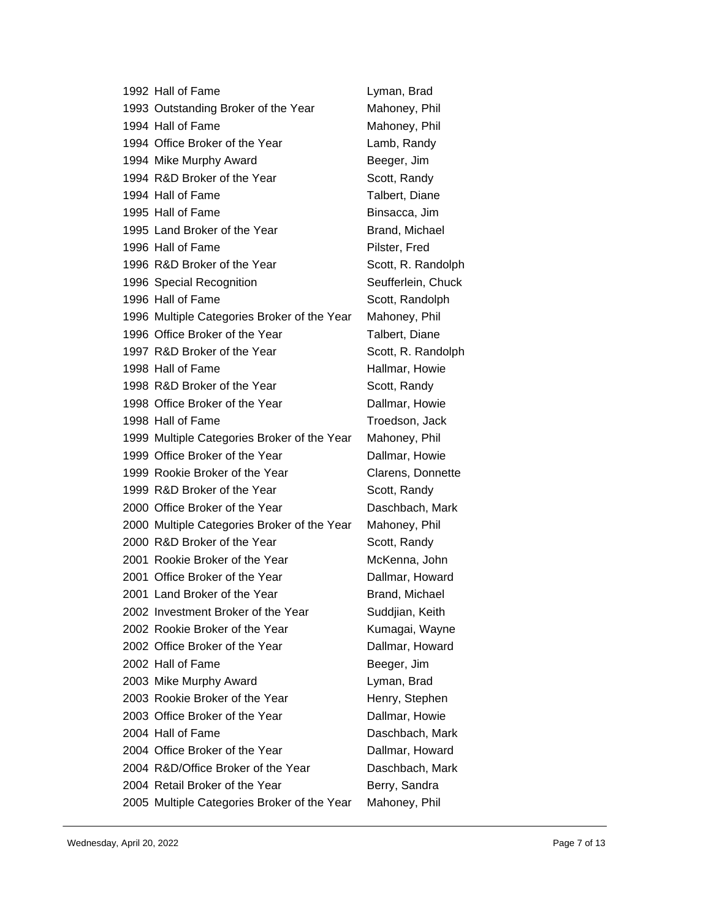| Year | Award | Name |
|---|---|---|
| 1992 | Hall of Fame | Lyman, Brad |
| 1993 | Outstanding Broker of the Year | Mahoney, Phil |
| 1994 | Hall of Fame | Mahoney, Phil |
| 1994 | Office Broker of the Year | Lamb, Randy |
| 1994 | Mike Murphy Award | Beeger, Jim |
| 1994 | R&D Broker of the Year | Scott, Randy |
| 1994 | Hall of Fame | Talbert, Diane |
| 1995 | Hall of Fame | Binsacca, Jim |
| 1995 | Land Broker of the Year | Brand, Michael |
| 1996 | Hall of Fame | Pilster, Fred |
| 1996 | R&D Broker of the Year | Scott, R. Randolph |
| 1996 | Special Recognition | Seufferlein, Chuck |
| 1996 | Hall of Fame | Scott, Randolph |
| 1996 | Multiple Categories Broker of the Year | Mahoney, Phil |
| 1996 | Office Broker of the Year | Talbert, Diane |
| 1997 | R&D Broker of the Year | Scott, R. Randolph |
| 1998 | Hall of Fame | Hallmar, Howie |
| 1998 | R&D Broker of the Year | Scott, Randy |
| 1998 | Office Broker of the Year | Dallmar, Howie |
| 1998 | Hall of Fame | Troedson, Jack |
| 1999 | Multiple Categories Broker of the Year | Mahoney, Phil |
| 1999 | Office Broker of the Year | Dallmar, Howie |
| 1999 | Rookie Broker of the Year | Clarens, Donnette |
| 1999 | R&D Broker of the Year | Scott, Randy |
| 2000 | Office Broker of the Year | Daschbach, Mark |
| 2000 | Multiple Categories Broker of the Year | Mahoney, Phil |
| 2000 | R&D Broker of the Year | Scott, Randy |
| 2001 | Rookie Broker of the Year | McKenna, John |
| 2001 | Office Broker of the Year | Dallmar, Howard |
| 2001 | Land Broker of the Year | Brand, Michael |
| 2002 | Investment Broker of the Year | Suddjian, Keith |
| 2002 | Rookie Broker of the Year | Kumagai, Wayne |
| 2002 | Office Broker of the Year | Dallmar, Howard |
| 2002 | Hall of Fame | Beeger, Jim |
| 2003 | Mike Murphy Award | Lyman, Brad |
| 2003 | Rookie Broker of the Year | Henry, Stephen |
| 2003 | Office Broker of the Year | Dallmar, Howie |
| 2004 | Hall of Fame | Daschbach, Mark |
| 2004 | Office Broker of the Year | Dallmar, Howard |
| 2004 | R&D/Office Broker of the Year | Daschbach, Mark |
| 2004 | Retail Broker of the Year | Berry, Sandra |
| 2005 | Multiple Categories Broker of the Year | Mahoney, Phil |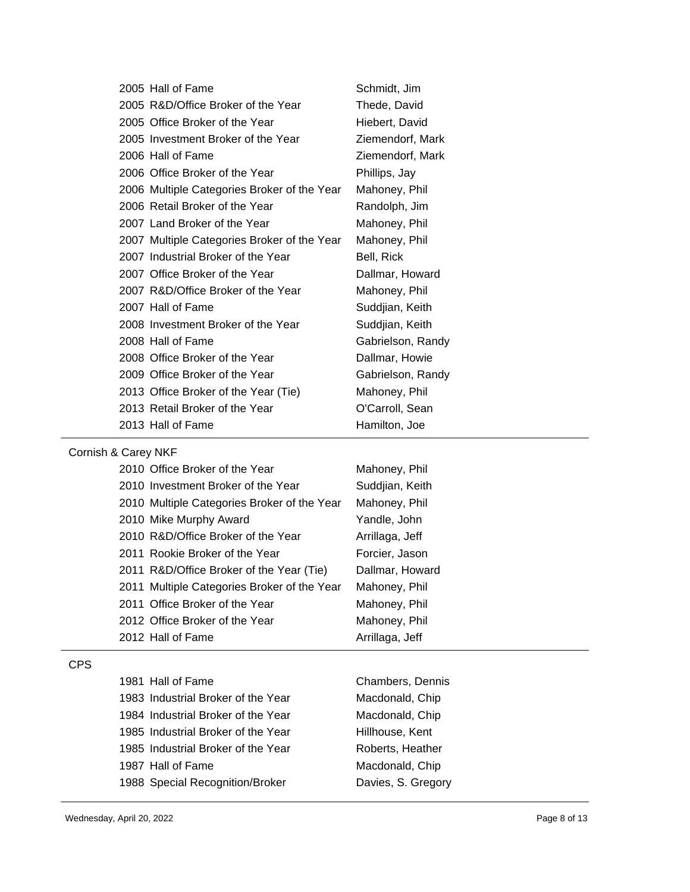| Year | Award | Recipient |
|---|---|---|
| 2005 | Hall of Fame | Schmidt, Jim |
| 2005 | R&D/Office Broker of the Year | Thede, David |
| 2005 | Office Broker of the Year | Hiebert, David |
| 2005 | Investment Broker of the Year | Ziemendorf, Mark |
| 2006 | Hall of Fame | Ziemendorf, Mark |
| 2006 | Office Broker of the Year | Phillips, Jay |
| 2006 | Multiple Categories Broker of the Year | Mahoney, Phil |
| 2006 | Retail Broker of the Year | Randolph, Jim |
| 2007 | Land Broker of the Year | Mahoney, Phil |
| 2007 | Multiple Categories Broker of the Year | Mahoney, Phil |
| 2007 | Industrial Broker of the Year | Bell, Rick |
| 2007 | Office Broker of the Year | Dallmar, Howard |
| 2007 | R&D/Office Broker of the Year | Mahoney, Phil |
| 2007 | Hall of Fame | Suddjian, Keith |
| 2008 | Investment Broker of the Year | Suddjian, Keith |
| 2008 | Hall of Fame | Gabrielson, Randy |
| 2008 | Office Broker of the Year | Dallmar, Howie |
| 2009 | Office Broker of the Year | Gabrielson, Randy |
| 2013 | Office Broker of the Year (Tie) | Mahoney, Phil |
| 2013 | Retail Broker of the Year | O'Carroll, Sean |
| 2013 | Hall of Fame | Hamilton, Joe |

## Cornish & Carey NKF

| Year | Award | Recipient |
|---|---|---|
| 2010 | Office Broker of the Year | Mahoney, Phil |
| 2010 | Investment Broker of the Year | Suddjian, Keith |
| 2010 | Multiple Categories Broker of the Year | Mahoney, Phil |
| 2010 | Mike Murphy Award | Yandle, John |
| 2010 | R&D/Office Broker of the Year | Arrillaga, Jeff |
| 2011 | Rookie Broker of the Year | Forcier, Jason |
| 2011 | R&D/Office Broker of the Year (Tie) | Dallmar, Howard |
| 2011 | Multiple Categories Broker of the Year | Mahoney, Phil |
| 2011 | Office Broker of the Year | Mahoney, Phil |
| 2012 | Office Broker of the Year | Mahoney, Phil |
| 2012 | Hall of Fame | Arrillaga, Jeff |

## CPS

| Year | Award | Recipient |
|---|---|---|
| 1981 | Hall of Fame | Chambers, Dennis |
| 1983 | Industrial Broker of the Year | Macdonald, Chip |
| 1984 | Industrial Broker of the Year | Macdonald, Chip |
| 1985 | Industrial Broker of the Year | Hillhouse, Kent |
| 1985 | Industrial Broker of the Year | Roberts, Heather |
| 1987 | Hall of Fame | Macdonald, Chip |
| 1988 | Special Recognition/Broker | Davies, S. Gregory |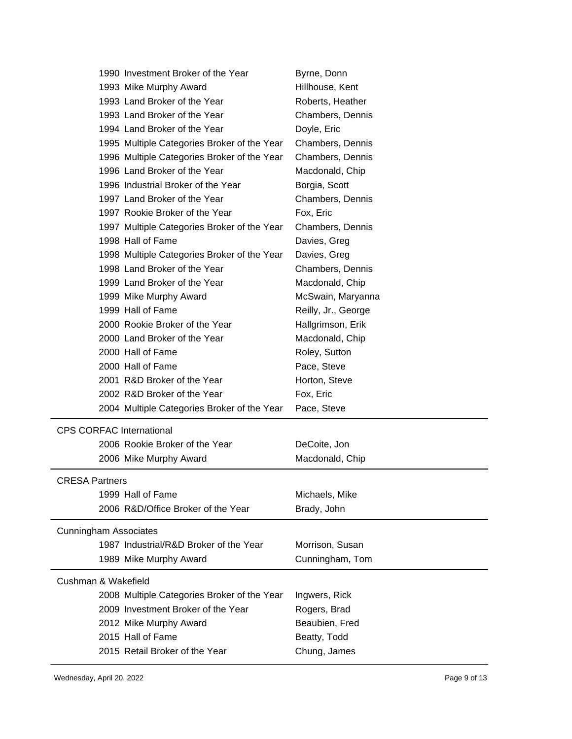| Year | Award | Name |
|---|---|---|
| 1990 | Investment Broker of the Year | Byrne, Donn |
| 1993 | Mike Murphy Award | Hillhouse, Kent |
| 1993 | Land Broker of the Year | Roberts, Heather |
| 1993 | Land Broker of the Year | Chambers, Dennis |
| 1994 | Land Broker of the Year | Doyle, Eric |
| 1995 | Multiple Categories Broker of the Year | Chambers, Dennis |
| 1996 | Multiple Categories Broker of the Year | Chambers, Dennis |
| 1996 | Land Broker of the Year | Macdonald, Chip |
| 1996 | Industrial Broker of the Year | Borgia, Scott |
| 1997 | Land Broker of the Year | Chambers, Dennis |
| 1997 | Rookie Broker of the Year | Fox, Eric |
| 1997 | Multiple Categories Broker of the Year | Chambers, Dennis |
| 1998 | Hall of Fame | Davies, Greg |
| 1998 | Multiple Categories Broker of the Year | Davies, Greg |
| 1998 | Land Broker of the Year | Chambers, Dennis |
| 1999 | Land Broker of the Year | Macdonald, Chip |
| 1999 | Mike Murphy Award | McSwain, Maryanna |
| 1999 | Hall of Fame | Reilly, Jr., George |
| 2000 | Rookie Broker of the Year | Hallgrimson, Erik |
| 2000 | Land Broker of the Year | Macdonald, Chip |
| 2000 | Hall of Fame | Roley, Sutton |
| 2000 | Hall of Fame | Pace, Steve |
| 2001 | R&D Broker of the Year | Horton, Steve |
| 2002 | R&D Broker of the Year | Fox, Eric |
| 2004 | Multiple Categories Broker of the Year | Pace, Steve |

**CPS CORFAC International**

| Year | Award | Name |
|---|---|---|
| 2006 | Rookie Broker of the Year | DeCoite, Jon |
| 2006 | Mike Murphy Award | Macdonald, Chip |

**CRESA Partners**

| Year | Award | Name |
|---|---|---|
| 1999 | Hall of Fame | Michaels, Mike |
| 2006 | R&D/Office Broker of the Year | Brady, John |

**Cunningham Associates**

| Year | Award | Name |
|---|---|---|
| 1987 | Industrial/R&D Broker of the Year | Morrison, Susan |
| 1989 | Mike Murphy Award | Cunningham, Tom |

**Cushman & Wakefield**

| Year | Award | Name |
|---|---|---|
| 2008 | Multiple Categories Broker of the Year | Ingwers, Rick |
| 2009 | Investment Broker of the Year | Rogers, Brad |
| 2012 | Mike Murphy Award | Beaubien, Fred |
| 2015 | Hall of Fame | Beatty, Todd |
| 2015 | Retail Broker of the Year | Chung, James |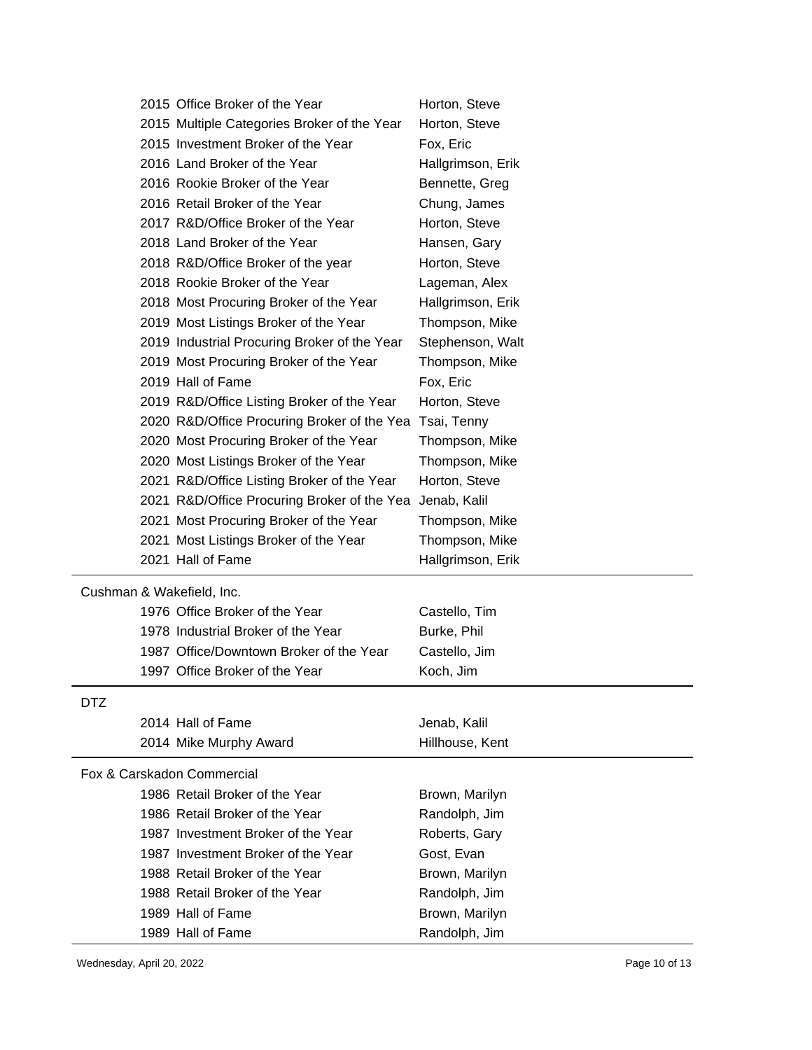| Year | Award | Name |
|---|---|---|
| 2015 | Office Broker of the Year | Horton, Steve |
| 2015 | Multiple Categories Broker of the Year | Horton, Steve |
| 2015 | Investment Broker of the Year | Fox, Eric |
| 2016 | Land Broker of the Year | Hallgrimson, Erik |
| 2016 | Rookie Broker of the Year | Bennette, Greg |
| 2016 | Retail Broker of the Year | Chung, James |
| 2017 | R&D/Office Broker of the Year | Horton, Steve |
| 2018 | Land Broker of the Year | Hansen, Gary |
| 2018 | R&D/Office Broker of the year | Horton, Steve |
| 2018 | Rookie Broker of the Year | Lageman, Alex |
| 2018 | Most Procuring Broker of the Year | Hallgrimson, Erik |
| 2019 | Most Listings Broker of the Year | Thompson, Mike |
| 2019 | Industrial Procuring Broker of the Year | Stephenson, Walt |
| 2019 | Most Procuring Broker of the Year | Thompson, Mike |
| 2019 | Hall of Fame | Fox, Eric |
| 2019 | R&D/Office Listing Broker of the Year | Horton, Steve |
| 2020 | R&D/Office Procuring Broker of the Yea | Tsai, Tenny |
| 2020 | Most Procuring Broker of the Year | Thompson, Mike |
| 2020 | Most Listings Broker of the Year | Thompson, Mike |
| 2021 | R&D/Office Listing Broker of the Year | Horton, Steve |
| 2021 | R&D/Office Procuring Broker of the Yea | Jenab, Kalil |
| 2021 | Most Procuring Broker of the Year | Thompson, Mike |
| 2021 | Most Listings Broker of the Year | Thompson, Mike |
| 2021 | Hall of Fame | Hallgrimson, Erik |

Cushman & Wakefield, Inc.

| Year | Award | Name |
|---|---|---|
| 1976 | Office Broker of the Year | Castello, Tim |
| 1978 | Industrial Broker of the Year | Burke, Phil |
| 1987 | Office/Downtown Broker of the Year | Castello, Jim |
| 1997 | Office Broker of the Year | Koch, Jim |

DTZ

| Year | Award | Name |
|---|---|---|
| 2014 | Hall of Fame | Jenab, Kalil |
| 2014 | Mike Murphy Award | Hillhouse, Kent |

Fox & Carskadon Commercial

| Year | Award | Name |
|---|---|---|
| 1986 | Retail Broker of the Year | Brown, Marilyn |
| 1986 | Retail Broker of the Year | Randolph, Jim |
| 1987 | Investment Broker of the Year | Roberts, Gary |
| 1987 | Investment Broker of the Year | Gost, Evan |
| 1988 | Retail Broker of the Year | Brown, Marilyn |
| 1988 | Retail Broker of the Year | Randolph, Jim |
| 1989 | Hall of Fame | Brown, Marilyn |
| 1989 | Hall of Fame | Randolph, Jim |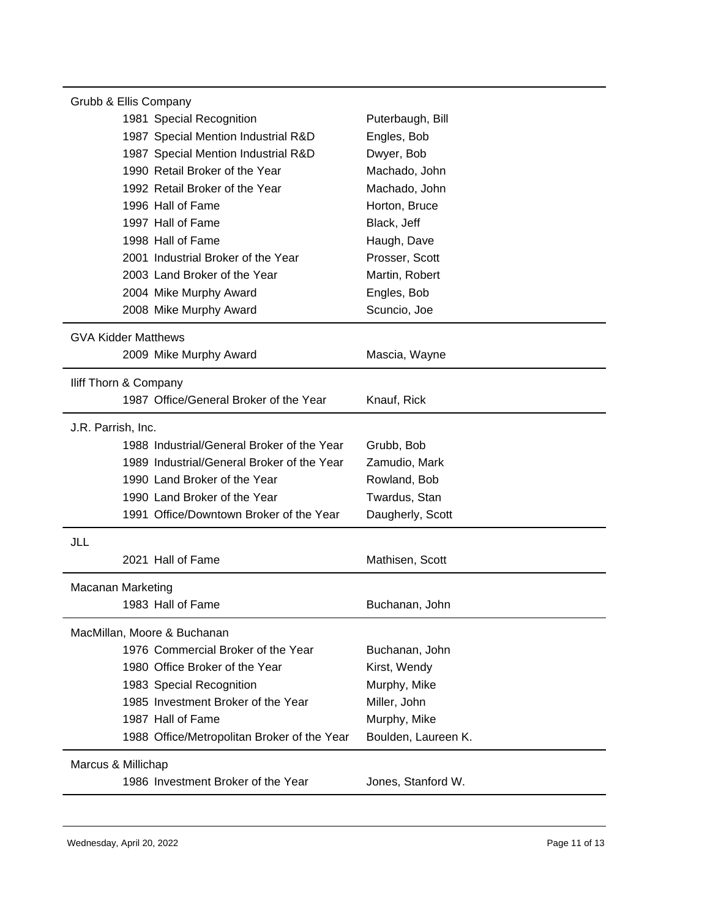| Company | Year | Award | Recipient |
|---|---|---|---|
| Grubb & Ellis Company | | | |
| | 1981 | Special Recognition | Puterbaugh, Bill |
| | 1987 | Special Mention Industrial R&D | Engles, Bob |
| | 1987 | Special Mention Industrial R&D | Dwyer, Bob |
| | 1990 | Retail Broker of the Year | Machado, John |
| | 1992 | Retail Broker of the Year | Machado, John |
| | 1996 | Hall of Fame | Horton, Bruce |
| | 1997 | Hall of Fame | Black, Jeff |
| | 1998 | Hall of Fame | Haugh, Dave |
| | 2001 | Industrial Broker of the Year | Prosser, Scott |
| | 2003 | Land Broker of the Year | Martin, Robert |
| | 2004 | Mike Murphy Award | Engles, Bob |
| | 2008 | Mike Murphy Award | Scuncio, Joe |
| GVA Kidder Matthews | | | |
| | 2009 | Mike Murphy Award | Mascia, Wayne |
| Iliff Thorn & Company | | | |
| | 1987 | Office/General Broker of the Year | Knauf, Rick |
| J.R. Parrish, Inc. | | | |
| | 1988 | Industrial/General Broker of the Year | Grubb, Bob |
| | 1989 | Industrial/General Broker of the Year | Zamudio, Mark |
| | 1990 | Land Broker of the Year | Rowland, Bob |
| | 1990 | Land Broker of the Year | Twardus, Stan |
| | 1991 | Office/Downtown Broker of the Year | Daugherly, Scott |
| JLL | | | |
| | 2021 | Hall of Fame | Mathisen, Scott |
| Macanan Marketing | | | |
| | 1983 | Hall of Fame | Buchanan, John |
| MacMillan, Moore & Buchanan | | | |
| | 1976 | Commercial Broker of the Year | Buchanan, John |
| | 1980 | Office Broker of the Year | Kirst, Wendy |
| | 1983 | Special Recognition | Murphy, Mike |
| | 1985 | Investment Broker of the Year | Miller, John |
| | 1987 | Hall of Fame | Murphy, Mike |
| | 1988 | Office/Metropolitan Broker of the Year | Boulden, Laureen K. |
| Marcus & Millichap | | | |
| | 1986 | Investment Broker of the Year | Jones, Stanford W. |

Wednesday, April 20, 2022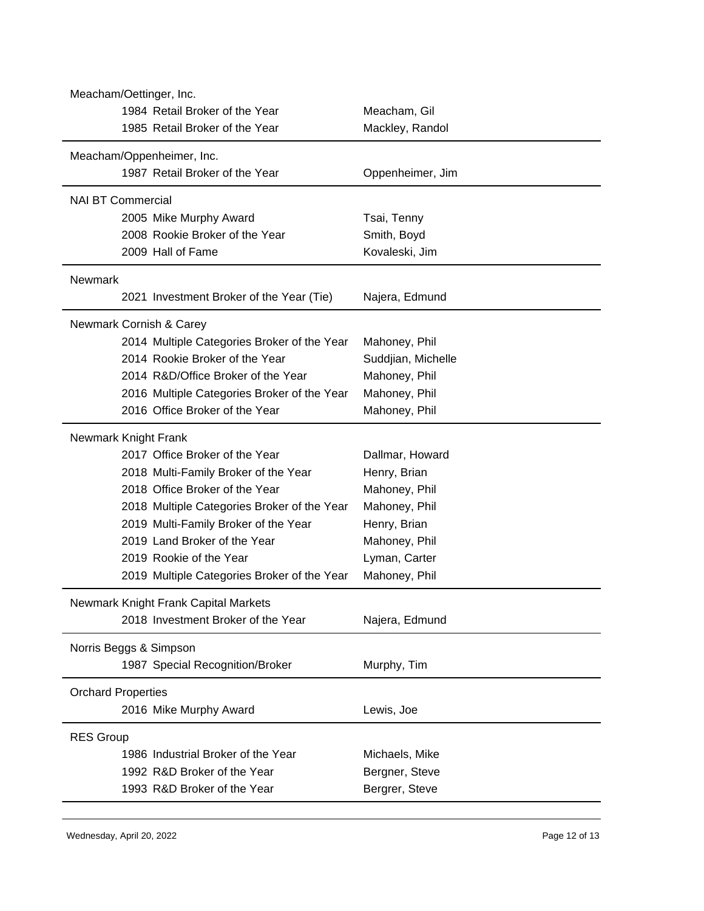Meacham/Oettinger, Inc.

| Year | Award | Recipient |
|---|---|---|
| 1984 | Retail Broker of the Year | Meacham, Gil |
| 1985 | Retail Broker of the Year | Mackley, Randol |

Meacham/Oppenheimer, Inc.

| Year | Award | Recipient |
|---|---|---|
| 1987 | Retail Broker of the Year | Oppenheimer, Jim |

NAI BT Commercial

| Year | Award | Recipient |
|---|---|---|
| 2005 | Mike Murphy Award | Tsai, Tenny |
| 2008 | Rookie Broker of the Year | Smith, Boyd |
| 2009 | Hall of Fame | Kovaleski, Jim |

Newmark

| Year | Award | Recipient |
|---|---|---|
| 2021 | Investment Broker of the Year (Tie) | Najera, Edmund |

Newmark Cornish & Carey

| Year | Award | Recipient |
|---|---|---|
| 2014 | Multiple Categories Broker of the Year | Mahoney, Phil |
| 2014 | Rookie Broker of the Year | Suddjian, Michelle |
| 2014 | R&D/Office Broker of the Year | Mahoney, Phil |
| 2016 | Multiple Categories Broker of the Year | Mahoney, Phil |
| 2016 | Office Broker of the Year | Mahoney, Phil |

Newmark Knight Frank

| Year | Award | Recipient |
|---|---|---|
| 2017 | Office Broker of the Year | Dallmar, Howard |
| 2018 | Multi-Family Broker of the Year | Henry, Brian |
| 2018 | Office Broker of the Year | Mahoney, Phil |
| 2018 | Multiple Categories Broker of the Year | Mahoney, Phil |
| 2019 | Multi-Family Broker of the Year | Henry, Brian |
| 2019 | Land Broker of the Year | Mahoney, Phil |
| 2019 | Rookie of the Year | Lyman, Carter |
| 2019 | Multiple Categories Broker of the Year | Mahoney, Phil |

Newmark Knight Frank Capital Markets

| Year | Award | Recipient |
|---|---|---|
| 2018 | Investment Broker of the Year | Najera, Edmund |

Norris Beggs & Simpson

| Year | Award | Recipient |
|---|---|---|
| 1987 | Special Recognition/Broker | Murphy, Tim |

Orchard Properties

| Year | Award | Recipient |
|---|---|---|
| 2016 | Mike Murphy Award | Lewis, Joe |

RES Group

| Year | Award | Recipient |
|---|---|---|
| 1986 | Industrial Broker of the Year | Michaels, Mike |
| 1992 | R&D Broker of the Year | Bergner, Steve |
| 1993 | R&D Broker of the Year | Bergrer, Steve |

Wednesday, April 20, 2022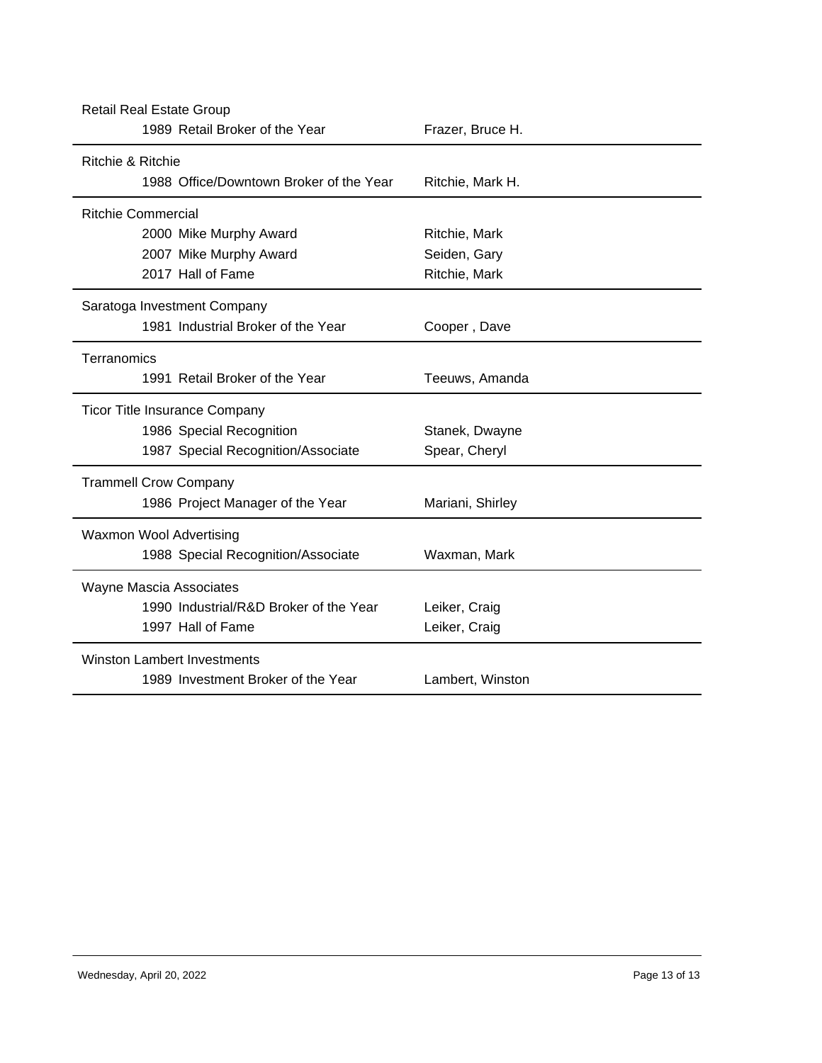| | | |
|---|---|---|
| **Retail Real Estate Group** | | |
| | 1989 Retail Broker of the Year | Frazer, Bruce H. |
| **Ritchie & Ritchie** | | |
| | 1988 Office/Downtown Broker of the Year | Ritchie, Mark H. |
| **Ritchie Commercial** | | |
| | 2000 Mike Murphy Award | Ritchie, Mark |
| | 2007 Mike Murphy Award | Seiden, Gary |
| | 2017 Hall of Fame | Ritchie, Mark |
| **Saratoga Investment Company** | | |
| | 1981 Industrial Broker of the Year | Cooper , Dave |
| **Terranomics** | | |
| | 1991 Retail Broker of the Year | Teeuws, Amanda |
| **Ticor Title Insurance Company** | | |
| | 1986 Special Recognition | Stanek, Dwayne |
| | 1987 Special Recognition/Associate | Spear, Cheryl |
| **Trammell Crow Company** | | |
| | 1986 Project Manager of the Year | Mariani, Shirley |
| **Waxmon Wool Advertising** | | |
| | 1988 Special Recognition/Associate | Waxman, Mark |
| **Wayne Mascia Associates** | | |
| | 1990 Industrial/R&D Broker of the Year | Leiker, Craig |
| | 1997 Hall of Fame | Leiker, Craig |
| **Winston Lambert Investments** | | |
| | 1989 Investment Broker of the Year | Lambert, Winston |

Wednesday, April 20, 2022